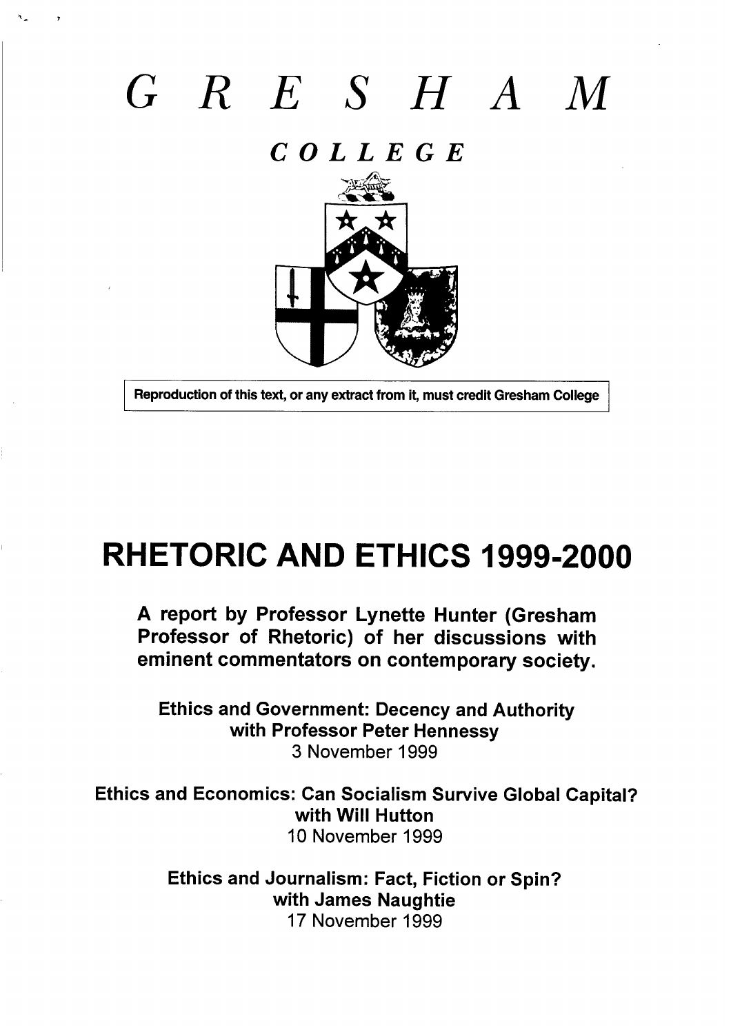# GRESHAM

## COLLEGE

Reproduction of this text, or any extract from it, must credit Gresham College

# RHETORIC AND ETHICS 1999-2000

**A report by Professor Lynette Hunter (Gresham Professor of Rhetoric) of her discussions with eminent commentators on contemporary society.**

**Ethics and Government: Decency and Authority**
**with Professor Peter Hennessy**
3 November 1999

**Ethics and Economics: Can Socialism Survive Global Capital?**
**with Will Hutton**
10 November 1999

**Ethics and Journalism: Fact, Fiction or Spin?**
**with James Naughtie**
17 November 1999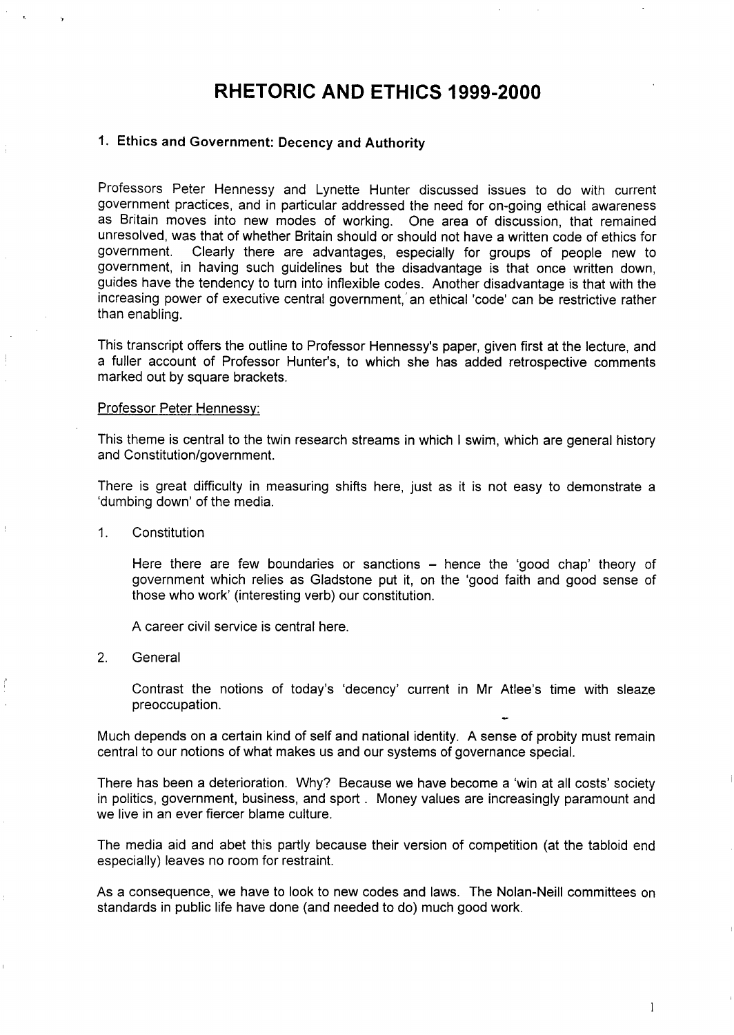# RHETORIC AND ETHICS 1999-2000

## 1. Ethics and Government: Decency and Authority

Professors Peter Hennessy and Lynette Hunter discussed issues to do with current government practices, and in particular addressed the need for on-going ethical awareness as Britain moves into new modes of working. One area of discussion, that remained unresolved, was that of whether Britain should or should not have a written code of ethics for government. Clearly there are advantages, especially for groups of people new to government, in having such guidelines but the disadvantage is that once written down, guides have the tendency to turn into inflexible codes. Another disadvantage is that with the increasing power of executive central government, an ethical 'code' can be restrictive rather than enabling.

This transcript offers the outline to Professor Hennessy's paper, given first at the lecture, and a fuller account of Professor Hunter's, to which she has added retrospective comments marked out by square brackets.

Professor Peter Hennessy:

This theme is central to the twin research streams in which I swim, which are general history and Constitution/government.

There is great difficulty in measuring shifts here, just as it is not easy to demonstrate a 'dumbing down' of the media.

1. Constitution

   Here there are few boundaries or sanctions – hence the 'good chap' theory of government which relies as Gladstone put it, on the 'good faith and good sense of those who work' (interesting verb) our constitution.

   A career civil service is central here.

2. General

   Contrast the notions of today's 'decency' current in Mr Atlee's time with sleaze preoccupation.

Much depends on a certain kind of self and national identity. A sense of probity must remain central to our notions of what makes us and our systems of governance special.

There has been a deterioration. Why? Because we have become a 'win at all costs' society in politics, government, business, and sport . Money values are increasingly paramount and we live in an ever fiercer blame culture.

The media aid and abet this partly because their version of competition (at the tabloid end especially) leaves no room for restraint.

As a consequence, we have to look to new codes and laws. The Nolan-Neill committees on standards in public life have done (and needed to do) much good work.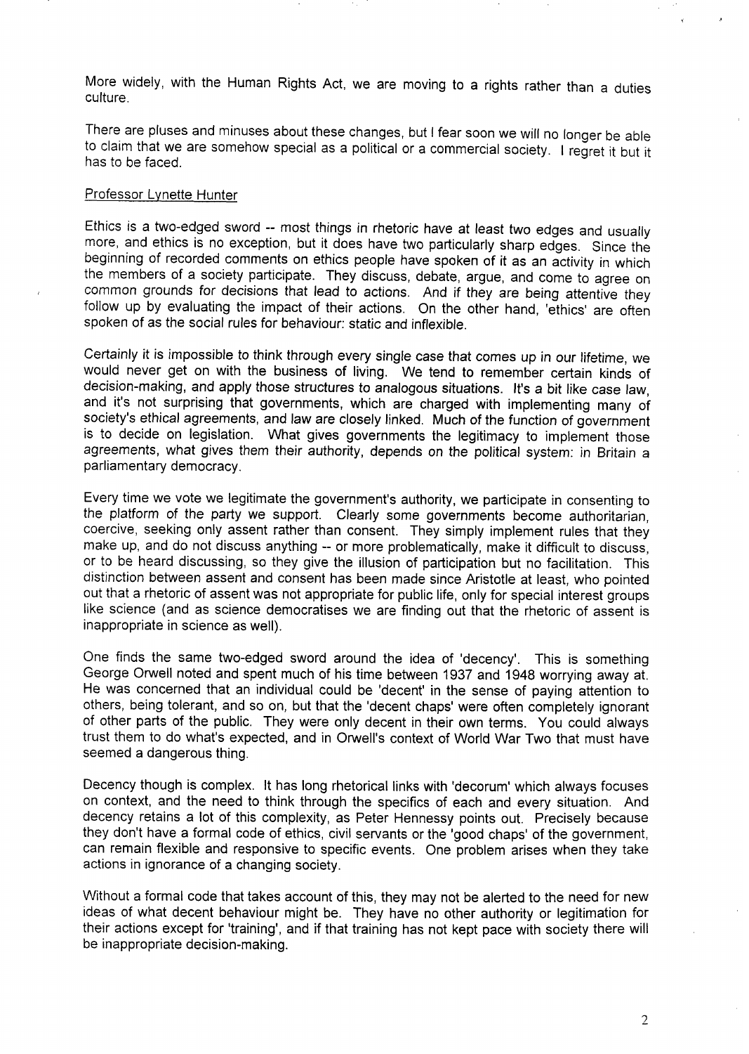More widely, with the Human Rights Act, we are moving to a rights rather than a duties culture.

There are pluses and minuses about these changes, but I fear soon we will no longer be able to claim that we are somehow special as a political or a commercial society. I regret it but it has to be faced.

Professor Lynette Hunter

Ethics is a two-edged sword -- most things in rhetoric have at least two edges and usually more, and ethics is no exception, but it does have two particularly sharp edges. Since the beginning of recorded comments on ethics people have spoken of it as an activity in which the members of a society participate. They discuss, debate, argue, and come to agree on common grounds for decisions that lead to actions. And if they are being attentive they follow up by evaluating the impact of their actions. On the other hand, 'ethics' are often spoken of as the social rules for behaviour: static and inflexible.

Certainly it is impossible to think through every single case that comes up in our lifetime, we would never get on with the business of living. We tend to remember certain kinds of decision-making, and apply those structures to analogous situations. It's a bit like case law, and it's not surprising that governments, which are charged with implementing many of society's ethical agreements, and law are closely linked. Much of the function of government is to decide on legislation. What gives governments the legitimacy to implement those agreements, what gives them their authority, depends on the political system: in Britain a parliamentary democracy.

Every time we vote we legitimate the government's authority, we participate in consenting to the platform of the party we support. Clearly some governments become authoritarian, coercive, seeking only assent rather than consent. They simply implement rules that they make up, and do not discuss anything -- or more problematically, make it difficult to discuss, or to be heard discussing, so they give the illusion of participation but no facilitation. This distinction between assent and consent has been made since Aristotle at least, who pointed out that a rhetoric of assent was not appropriate for public life, only for special interest groups like science (and as science democratises we are finding out that the rhetoric of assent is inappropriate in science as well).

One finds the same two-edged sword around the idea of 'decency'. This is something George Orwell noted and spent much of his time between 1937 and 1948 worrying away at. He was concerned that an individual could be 'decent' in the sense of paying attention to others, being tolerant, and so on, but that the 'decent chaps' were often completely ignorant of other parts of the public. They were only decent in their own terms. You could always trust them to do what's expected, and in Orwell's context of World War Two that must have seemed a dangerous thing.

Decency though is complex. It has long rhetorical links with 'decorum' which always focuses on context, and the need to think through the specifics of each and every situation. And decency retains a lot of this complexity, as Peter Hennessy points out. Precisely because they don't have a formal code of ethics, civil servants or the 'good chaps' of the government, can remain flexible and responsive to specific events. One problem arises when they take actions in ignorance of a changing society.

Without a formal code that takes account of this, they may not be alerted to the need for new ideas of what decent behaviour might be. They have no other authority or legitimation for their actions except for 'training', and if that training has not kept pace with society there will be inappropriate decision-making.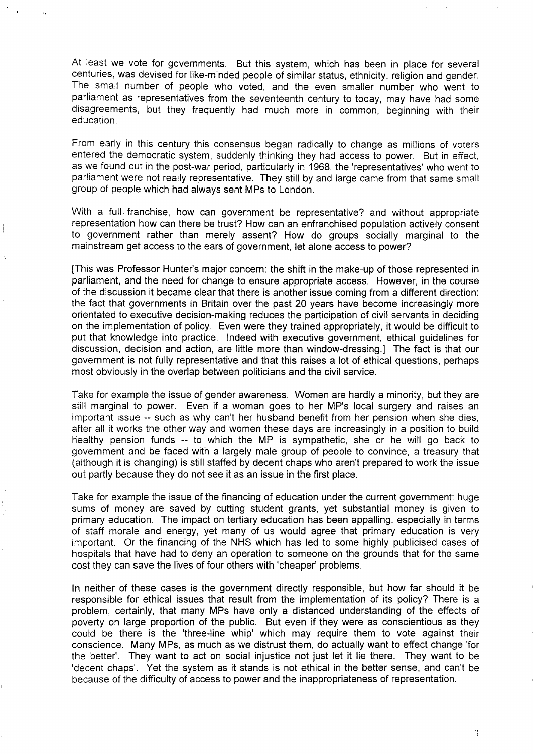At least we vote for governments. But this system, which has been in place for several centuries, was devised for like-minded people of similar status, ethnicity, religion and gender. The small number of people who voted, and the even smaller number who went to parliament as representatives from the seventeenth century to today, may have had some disagreements, but they frequently had much more in common, beginning with their education.

From early in this century this consensus began radically to change as millions of voters entered the democratic system, suddenly thinking they had access to power. But in effect, as we found out in the post-war period, particularly in 1968, the 'representatives' who went to parliament were not really representative. They still by and large came from that same small group of people which had always sent MPs to London.

With a full franchise, how can government be representative? and without appropriate representation how can there be trust? How can an enfranchised population actively consent to government rather than merely assent? How do groups socially marginal to the mainstream get access to the ears of government, let alone access to power?

[This was Professor Hunter's major concern: the shift in the make-up of those represented in parliament, and the need for change to ensure appropriate access. However, in the course of the discussion it became clear that there is another issue coming from a different direction: the fact that governments in Britain over the past 20 years have become increasingly more orientated to executive decision-making reduces the participation of civil servants in deciding on the implementation of policy. Even were they trained appropriately, it would be difficult to put that knowledge into practice. Indeed with executive government, ethical guidelines for discussion, decision and action, are little more than window-dressing.] The fact is that our government is not fully representative and that this raises a lot of ethical questions, perhaps most obviously in the overlap between politicians and the civil service.

Take for example the issue of gender awareness. Women are hardly a minority, but they are still marginal to power. Even if a woman goes to her MP's local surgery and raises an important issue -- such as why can't her husband benefit from her pension when she dies, after all it works the other way and women these days are increasingly in a position to build healthy pension funds -- to which the MP is sympathetic, she or he will go back to government and be faced with a largely male group of people to convince, a treasury that (although it is changing) is still staffed by decent chaps who aren't prepared to work the issue out partly because they do not see it as an issue in the first place.

Take for example the issue of the financing of education under the current government: huge sums of money are saved by cutting student grants, yet substantial money is given to primary education. The impact on tertiary education has been appalling, especially in terms of staff morale and energy, yet many of us would agree that primary education is very important. Or the financing of the NHS which has led to some highly publicised cases of hospitals that have had to deny an operation to someone on the grounds that for the same cost they can save the lives of four others with 'cheaper' problems.

In neither of these cases is the government directly responsible, but how far should it be responsible for ethical issues that result from the implementation of its policy? There is a problem, certainly, that many MPs have only a distanced understanding of the effects of poverty on large proportion of the public. But even if they were as conscientious as they could be there is the 'three-line whip' which may require them to vote against their conscience. Many MPs, as much as we distrust them, do actually want to effect change 'for the better'. They want to act on social injustice not just let it lie there. They want to be 'decent chaps'. Yet the system as it stands is not ethical in the better sense, and can't be because of the difficulty of access to power and the inappropriateness of representation.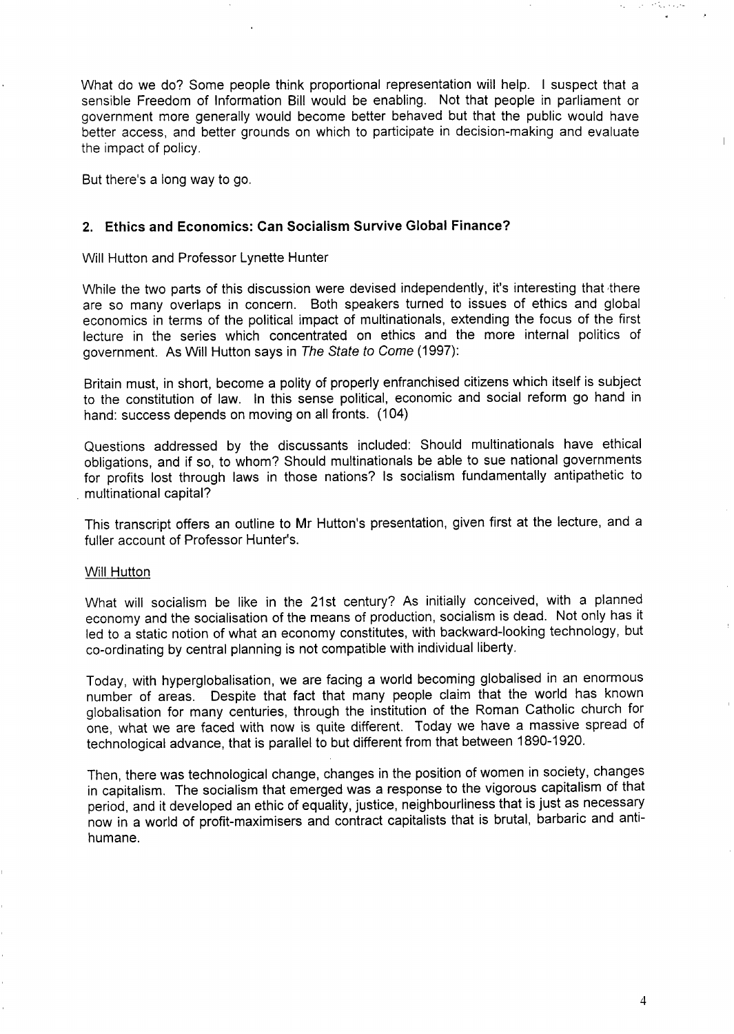What do we do? Some people think proportional representation will help. I suspect that a sensible Freedom of Information Bill would be enabling. Not that people in parliament or government more generally would become better behaved but that the public would have better access, and better grounds on which to participate in decision-making and evaluate the impact of policy.

But there's a long way to go.

## 2. Ethics and Economics: Can Socialism Survive Global Finance?

Will Hutton and Professor Lynette Hunter

While the two parts of this discussion were devised independently, it's interesting that there are so many overlaps in concern. Both speakers turned to issues of ethics and global economics in terms of the political impact of multinationals, extending the focus of the first lecture in the series which concentrated on ethics and the more internal politics of government. As Will Hutton says in *The State to Come* (1997):

Britain must, in short, become a polity of properly enfranchised citizens which itself is subject to the constitution of law. In this sense political, economic and social reform go hand in hand: success depends on moving on all fronts. (104)

Questions addressed by the discussants included: Should multinationals have ethical obligations, and if so, to whom? Should multinationals be able to sue national governments for profits lost through laws in those nations? Is socialism fundamentally antipathetic to multinational capital?

This transcript offers an outline to Mr Hutton's presentation, given first at the lecture, and a fuller account of Professor Hunter's.

### Will Hutton

What will socialism be like in the 21st century? As initially conceived, with a planned economy and the socialisation of the means of production, socialism is dead. Not only has it led to a static notion of what an economy constitutes, with backward-looking technology, but co-ordinating by central planning is not compatible with individual liberty.

Today, with hyperglobalisation, we are facing a world becoming globalised in an enormous number of areas. Despite that fact that many people claim that the world has known globalisation for many centuries, through the institution of the Roman Catholic church for one, what we are faced with now is quite different. Today we have a massive spread of technological advance, that is parallel to but different from that between 1890-1920.

Then, there was technological change, changes in the position of women in society, changes in capitalism. The socialism that emerged was a response to the vigorous capitalism of that period, and it developed an ethic of equality, justice, neighbourliness that is just as necessary now in a world of profit-maximisers and contract capitalists that is brutal, barbaric and anti-humane.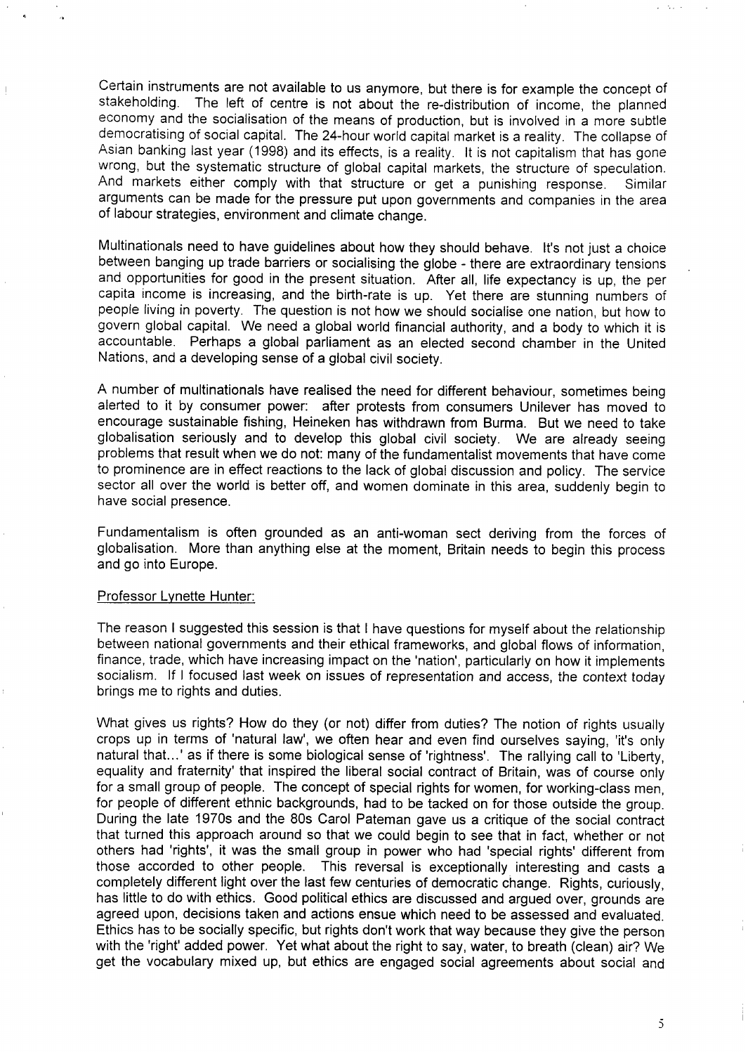Certain instruments are not available to us anymore, but there is for example the concept of stakeholding. The left of centre is not about the re-distribution of income, the planned economy and the socialisation of the means of production, but is involved in a more subtle democratising of social capital. The 24-hour world capital market is a reality. The collapse of Asian banking last year (1998) and its effects, is a reality. It is not capitalism that has gone wrong, but the systematic structure of global capital markets, the structure of speculation. And markets either comply with that structure or get a punishing response. Similar arguments can be made for the pressure put upon governments and companies in the area of labour strategies, environment and climate change.

Multinationals need to have guidelines about how they should behave. It's not just a choice between banging up trade barriers or socialising the globe - there are extraordinary tensions and opportunities for good in the present situation. After all, life expectancy is up, the per capita income is increasing, and the birth-rate is up. Yet there are stunning numbers of people living in poverty. The question is not how we should socialise one nation, but how to govern global capital. We need a global world financial authority, and a body to which it is accountable. Perhaps a global parliament as an elected second chamber in the United Nations, and a developing sense of a global civil society.

A number of multinationals have realised the need for different behaviour, sometimes being alerted to it by consumer power: after protests from consumers Unilever has moved to encourage sustainable fishing, Heineken has withdrawn from Burma. But we need to take globalisation seriously and to develop this global civil society. We are already seeing problems that result when we do not: many of the fundamentalist movements that have come to prominence are in effect reactions to the lack of global discussion and policy. The service sector all over the world is better off, and women dominate in this area, suddenly begin to have social presence.

Fundamentalism is often grounded as an anti-woman sect deriving from the forces of globalisation. More than anything else at the moment, Britain needs to begin this process and go into Europe.

Professor Lynette Hunter:

The reason I suggested this session is that I have questions for myself about the relationship between national governments and their ethical frameworks, and global flows of information, finance, trade, which have increasing impact on the 'nation', particularly on how it implements socialism. If I focused last week on issues of representation and access, the context today brings me to rights and duties.

What gives us rights? How do they (or not) differ from duties? The notion of rights usually crops up in terms of 'natural law', we often hear and even find ourselves saying, 'it's only natural that...' as if there is some biological sense of 'rightness'. The rallying call to 'Liberty, equality and fraternity' that inspired the liberal social contract of Britain, was of course only for a small group of people. The concept of special rights for women, for working-class men, for people of different ethnic backgrounds, had to be tacked on for those outside the group. During the late 1970s and the 80s Carol Pateman gave us a critique of the social contract that turned this approach around so that we could begin to see that in fact, whether or not others had 'rights', it was the small group in power who had 'special rights' different from those accorded to other people. This reversal is exceptionally interesting and casts a completely different light over the last few centuries of democratic change. Rights, curiously, has little to do with ethics. Good political ethics are discussed and argued over, grounds are agreed upon, decisions taken and actions ensue which need to be assessed and evaluated. Ethics has to be socially specific, but rights don't work that way because they give the person with the 'right' added power. Yet what about the right to say, water, to breath (clean) air? We get the vocabulary mixed up, but ethics are engaged social agreements about social and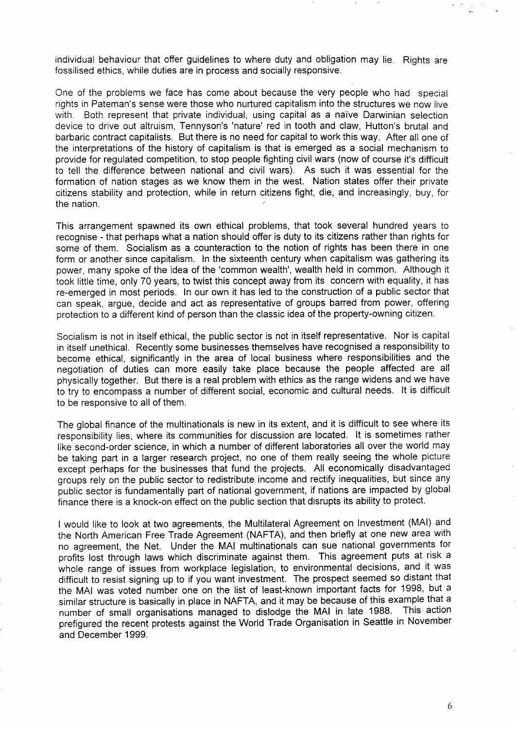individual behaviour that offer guidelines to where duty and obligation may lie. Rights are fossilised ethics, while duties are in process and socially responsive.

One of the problems we face has come about because the very people who had special rights in Pateman's sense were those who nurtured capitalism into the structures we now live with. Both represent that private individual, using capital as a naïve Darwinian selection device to drive out altruism, Tennyson's 'nature' red in tooth and claw, Hutton's brutal and barbaric contract capitalists. But there is no need for capital to work this way. After all one of the interpretations of the history of capitalism is that is emerged as a social mechanism to provide for regulated competition, to stop people fighting civil wars (now of course it's difficult to tell the difference between national and civil wars). As such it was essential for the formation of nation stages as we know them in the west. Nation states offer their private citizens stability and protection, while in return citizens fight, die, and increasingly, buy, for the nation.

This arrangement spawned its own ethical problems, that took several hundred years to recognise - that perhaps what a nation should offer is duty to its citizens rather than rights for some of them. Socialism as a counteraction to the notion of rights has been there in one form or another since capitalism. In the sixteenth century when capitalism was gathering its power, many spoke of the idea of the 'common wealth', wealth held in common. Although it took little time, only 70 years, to twist this concept away from its concern with equality, it has re-emerged in most periods. In our own it has led to the construction of a public sector that can speak, argue, decide and act as representative of groups barred from power, offering protection to a different kind of person than the classic idea of the property-owning citizen.

Socialism is not in itself ethical, the public sector is not in itself representative. Nor is capital in itself unethical. Recently some businesses themselves have recognised a responsibility to become ethical, significantly in the area of local business where responsibilities and the negotiation of duties can more easily take place because the people affected are all physically together. But there is a real problem with ethics as the range widens and we have to try to encompass a number of different social, economic and cultural needs. It is difficult to be responsive to all of them.

The global finance of the multinationals is new in its extent, and it is difficult to see where its responsibility lies, where its communities for discussion are located. It is sometimes rather like second-order science, in which a number of different laboratories all over the world may be taking part in a larger research project, no one of them really seeing the whole picture except perhaps for the businesses that fund the projects. All economically disadvantaged groups rely on the public sector to redistribute income and rectify inequalities, but since any public sector is fundamentally part of national government, if nations are impacted by global finance there is a knock-on effect on the public section that disrupts its ability to protect.

I would like to look at two agreements, the Multilateral Agreement on Investment (MAI) and the North American Free Trade Agreement (NAFTA), and then briefly at one new area with no agreement, the Net. Under the MAI multinationals can sue national governments for profits lost through laws which discriminate against them. This agreement puts at risk a whole range of issues from workplace legislation, to environmental decisions, and it was difficult to resist signing up to if you want investment. The prospect seemed so distant that the MAI was voted number one on the list of least-known important facts for 1998, but a similar structure is basically in place in NAFTA, and it may be because of this example that a number of small organisations managed to dislodge the MAI in late 1988. This action prefigured the recent protests against the World Trade Organisation in Seattle in November and December 1999.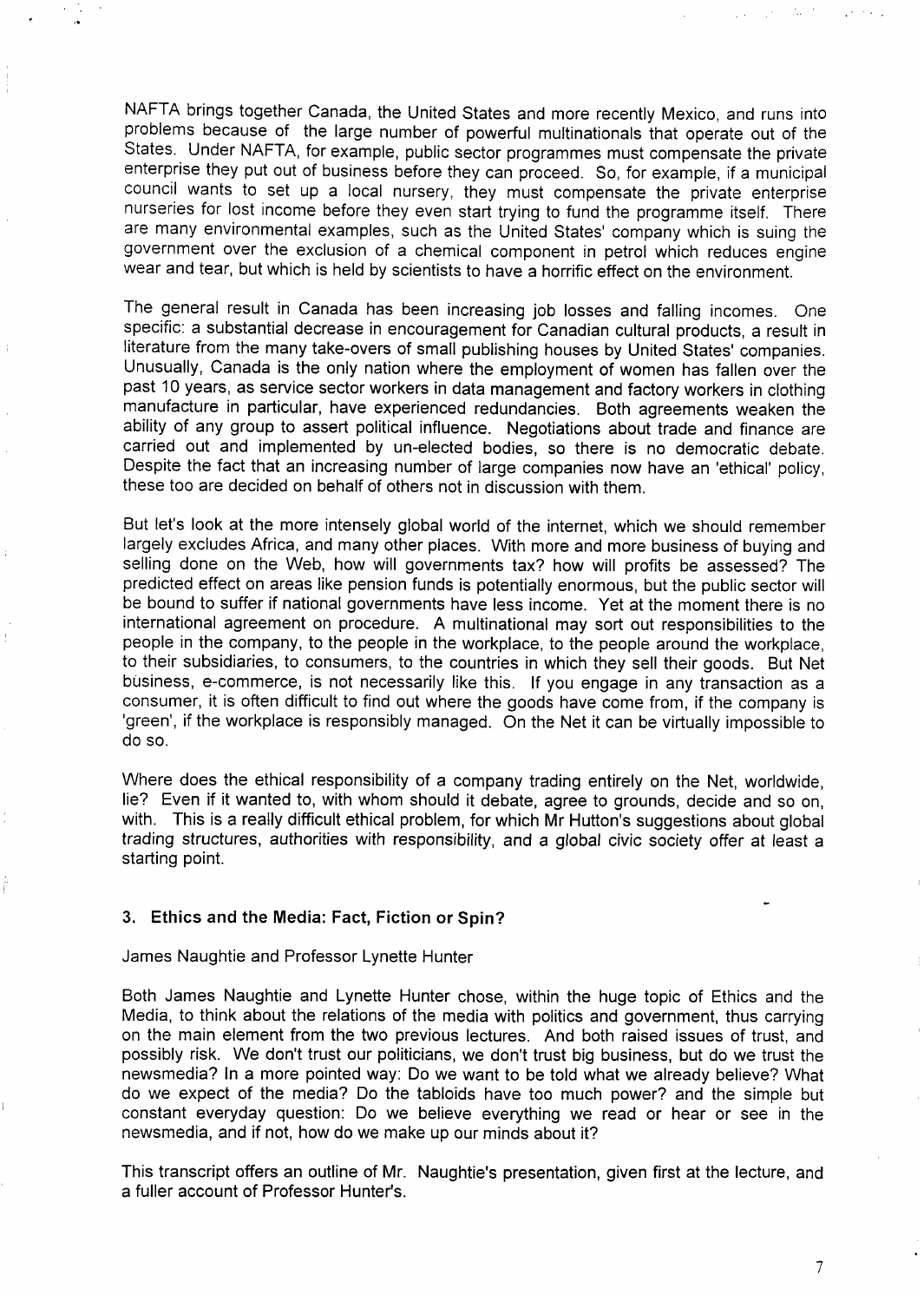NAFTA brings together Canada, the United States and more recently Mexico, and runs into problems because of the large number of powerful multinationals that operate out of the States. Under NAFTA, for example, public sector programmes must compensate the private enterprise they put out of business before they can proceed. So, for example, if a municipal council wants to set up a local nursery, they must compensate the private enterprise nurseries for lost income before they even start trying to fund the programme itself. There are many environmental examples, such as the United States' company which is suing the government over the exclusion of a chemical component in petrol which reduces engine wear and tear, but which is held by scientists to have a horrific effect on the environment.

The general result in Canada has been increasing job losses and falling incomes. One specific: a substantial decrease in encouragement for Canadian cultural products, a result in literature from the many take-overs of small publishing houses by United States' companies. Unusually, Canada is the only nation where the employment of women has fallen over the past 10 years, as service sector workers in data management and factory workers in clothing manufacture in particular, have experienced redundancies. Both agreements weaken the ability of any group to assert political influence. Negotiations about trade and finance are carried out and implemented by un-elected bodies, so there is no democratic debate. Despite the fact that an increasing number of large companies now have an 'ethical' policy, these too are decided on behalf of others not in discussion with them.

But let's look at the more intensely global world of the internet, which we should remember largely excludes Africa, and many other places. With more and more business of buying and selling done on the Web, how will governments tax? how will profits be assessed? The predicted effect on areas like pension funds is potentially enormous, but the public sector will be bound to suffer if national governments have less income. Yet at the moment there is no international agreement on procedure. A multinational may sort out responsibilities to the people in the company, to the people in the workplace, to the people around the workplace, to their subsidiaries, to consumers, to the countries in which they sell their goods. But Net business, e-commerce, is not necessarily like this. If you engage in any transaction as a consumer, it is often difficult to find out where the goods have come from, if the company is 'green', if the workplace is responsibly managed. On the Net it can be virtually impossible to do so.

Where does the ethical responsibility of a company trading entirely on the Net, worldwide, lie? Even if it wanted to, with whom should it debate, agree to grounds, decide and so on, with. This is a really difficult ethical problem, for which Mr Hutton's suggestions about global trading structures, authorities with responsibility, and a global civic society offer at least a starting point.

### 3. Ethics and the Media: Fact, Fiction or Spin?

James Naughtie and Professor Lynette Hunter

Both James Naughtie and Lynette Hunter chose, within the huge topic of Ethics and the Media, to think about the relations of the media with politics and government, thus carrying on the main element from the two previous lectures. And both raised issues of trust, and possibly risk. We don't trust our politicians, we don't trust big business, but do we trust the newsmedia? In a more pointed way: Do we want to be told what we already believe? What do we expect of the media? Do the tabloids have too much power? and the simple but constant everyday question: Do we believe everything we read or hear or see in the newsmedia, and if not, how do we make up our minds about it?

This transcript offers an outline of Mr. Naughtie's presentation, given first at the lecture, and a fuller account of Professor Hunter's.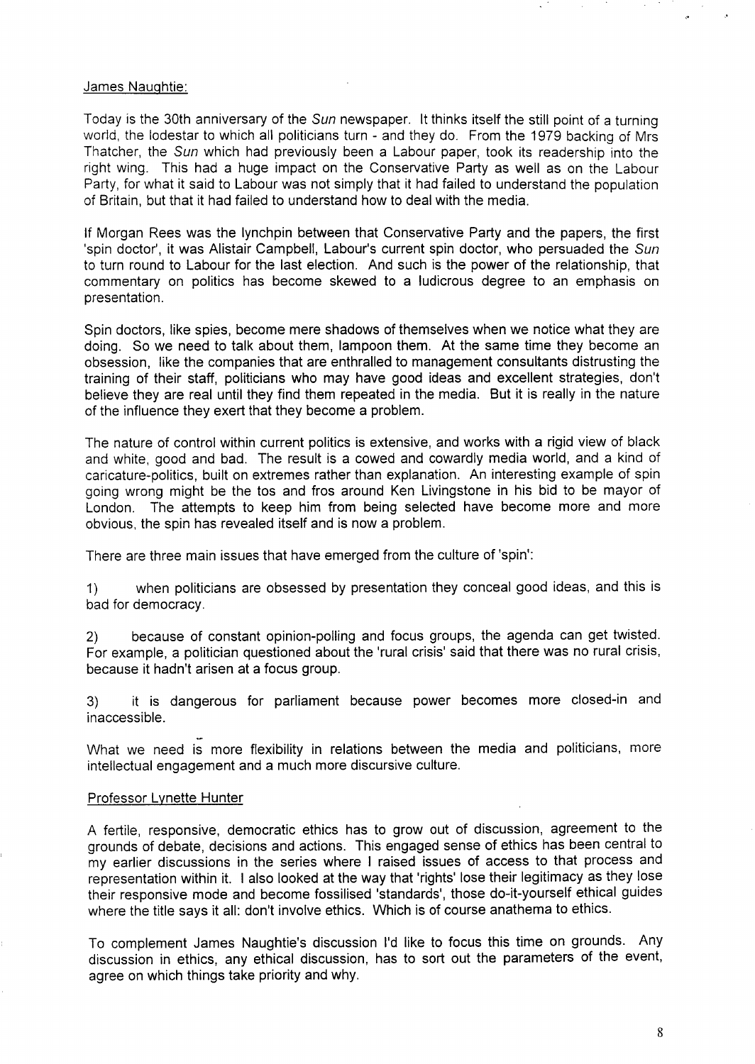James Naughtie:

Today is the 30th anniversary of the *Sun* newspaper. It thinks itself the still point of a turning world, the lodestar to which all politicians turn - and they do. From the 1979 backing of Mrs Thatcher, the *Sun* which had previously been a Labour paper, took its readership into the right wing. This had a huge impact on the Conservative Party as well as on the Labour Party, for what it said to Labour was not simply that it had failed to understand the population of Britain, but that it had failed to understand how to deal with the media.

If Morgan Rees was the lynchpin between that Conservative Party and the papers, the first 'spin doctor', it was Alistair Campbell, Labour's current spin doctor, who persuaded the *Sun* to turn round to Labour for the last election. And such is the power of the relationship, that commentary on politics has become skewed to a ludicrous degree to an emphasis on presentation.

Spin doctors, like spies, become mere shadows of themselves when we notice what they are doing. So we need to talk about them, lampoon them. At the same time they become an obsession, like the companies that are enthralled to management consultants distrusting the training of their staff, politicians who may have good ideas and excellent strategies, don't believe they are real until they find them repeated in the media. But it is really in the nature of the influence they exert that they become a problem.

The nature of control within current politics is extensive, and works with a rigid view of black and white, good and bad. The result is a cowed and cowardly media world, and a kind of caricature-politics, built on extremes rather than explanation. An interesting example of spin going wrong might be the tos and fros around Ken Livingstone in his bid to be mayor of London. The attempts to keep him from being selected have become more and more obvious, the spin has revealed itself and is now a problem.

There are three main issues that have emerged from the culture of 'spin':

1) when politicians are obsessed by presentation they conceal good ideas, and this is bad for democracy.

2) because of constant opinion-polling and focus groups, the agenda can get twisted. For example, a politician questioned about the 'rural crisis' said that there was no rural crisis, because it hadn't arisen at a focus group.

3) it is dangerous for parliament because power becomes more closed-in and inaccessible.

What we need is more flexibility in relations between the media and politicians, more intellectual engagement and a much more discursive culture.

Professor Lynette Hunter

A fertile, responsive, democratic ethics has to grow out of discussion, agreement to the grounds of debate, decisions and actions. This engaged sense of ethics has been central to my earlier discussions in the series where I raised issues of access to that process and representation within it. I also looked at the way that 'rights' lose their legitimacy as they lose their responsive mode and become fossilised 'standards', those do-it-yourself ethical guides where the title says it all: don't involve ethics. Which is of course anathema to ethics.

To complement James Naughtie's discussion I'd like to focus this time on grounds. Any discussion in ethics, any ethical discussion, has to sort out the parameters of the event, agree on which things take priority and why.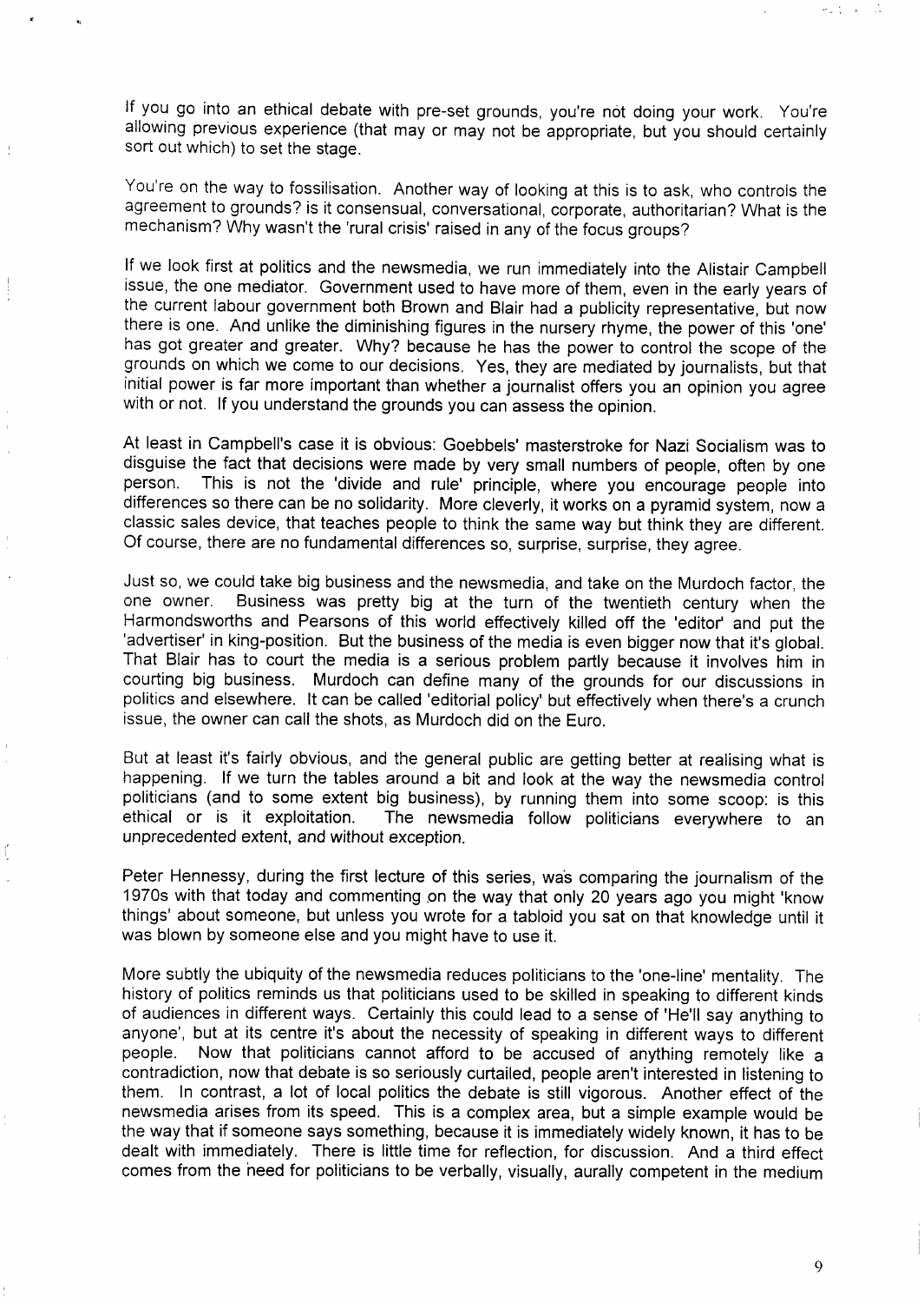If you go into an ethical debate with pre-set grounds, you're not doing your work. You're allowing previous experience (that may or may not be appropriate, but you should certainly sort out which) to set the stage.

You're on the way to fossilisation. Another way of looking at this is to ask, who controls the agreement to grounds? is it consensual, conversational, corporate, authoritarian? What is the mechanism? Why wasn't the 'rural crisis' raised in any of the focus groups?

If we look first at politics and the newsmedia, we run immediately into the Alistair Campbell issue, the one mediator. Government used to have more of them, even in the early years of the current labour government both Brown and Blair had a publicity representative, but now there is one. And unlike the diminishing figures in the nursery rhyme, the power of this 'one' has got greater and greater. Why? because he has the power to control the scope of the grounds on which we come to our decisions. Yes, they are mediated by journalists, but that initial power is far more important than whether a journalist offers you an opinion you agree with or not. If you understand the grounds you can assess the opinion.

At least in Campbell's case it is obvious: Goebbels' masterstroke for Nazi Socialism was to disguise the fact that decisions were made by very small numbers of people, often by one person. This is not the 'divide and rule' principle, where you encourage people into differences so there can be no solidarity. More cleverly, it works on a pyramid system, now a classic sales device, that teaches people to think the same way but think they are different. Of course, there are no fundamental differences so, surprise, surprise, they agree.

Just so, we could take big business and the newsmedia, and take on the Murdoch factor, the one owner. Business was pretty big at the turn of the twentieth century when the Harmondsworths and Pearsons of this world effectively killed off the 'editor' and put the 'advertiser' in king-position. But the business of the media is even bigger now that it's global. That Blair has to court the media is a serious problem partly because it involves him in courting big business. Murdoch can define many of the grounds for our discussions in politics and elsewhere. It can be called 'editorial policy' but effectively when there's a crunch issue, the owner can call the shots, as Murdoch did on the Euro.

But at least it's fairly obvious, and the general public are getting better at realising what is happening. If we turn the tables around a bit and look at the way the newsmedia control politicians (and to some extent big business), by running them into some scoop: is this ethical or is it exploitation. The newsmedia follow politicians everywhere to an unprecedented extent, and without exception.

Peter Hennessy, during the first lecture of this series, was comparing the journalism of the 1970s with that today and commenting on the way that only 20 years ago you might 'know things' about someone, but unless you wrote for a tabloid you sat on that knowledge until it was blown by someone else and you might have to use it.

More subtly the ubiquity of the newsmedia reduces politicians to the 'one-line' mentality. The history of politics reminds us that politicians used to be skilled in speaking to different kinds of audiences in different ways. Certainly this could lead to a sense of 'He'll say anything to anyone', but at its centre it's about the necessity of speaking in different ways to different people. Now that politicians cannot afford to be accused of anything remotely like a contradiction, now that debate is so seriously curtailed, people aren't interested in listening to them. In contrast, a lot of local politics the debate is still vigorous. Another effect of the newsmedia arises from its speed. This is a complex area, but a simple example would be the way that if someone says something, because it is immediately widely known, it has to be dealt with immediately. There is little time for reflection, for discussion. And a third effect comes from the need for politicians to be verbally, visually, aurally competent in the medium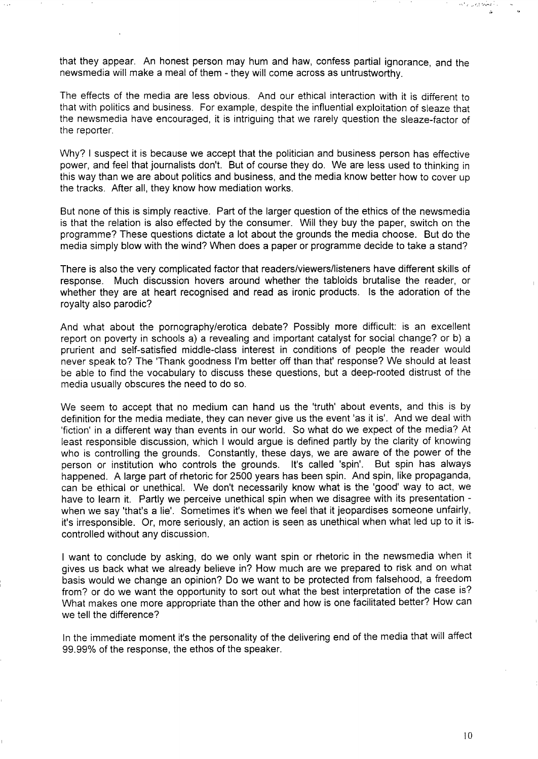that they appear. An honest person may hum and haw, confess partial ignorance, and the newsmedia will make a meal of them - they will come across as untrustworthy.

The effects of the media are less obvious. And our ethical interaction with it is different to that with politics and business. For example, despite the influential exploitation of sleaze that the newsmedia have encouraged, it is intriguing that we rarely question the sleaze-factor of the reporter.

Why? I suspect it is because we accept that the politician and business person has effective power, and feel that journalists don't. But of course they do. We are less used to thinking in this way than we are about politics and business, and the media know better how to cover up the tracks. After all, they know how mediation works.

But none of this is simply reactive. Part of the larger question of the ethics of the newsmedia is that the relation is also effected by the consumer. Will they buy the paper, switch on the programme? These questions dictate a lot about the grounds the media choose. But do the media simply blow with the wind? When does a paper or programme decide to take a stand?

There is also the very complicated factor that readers/viewers/listeners have different skills of response. Much discussion hovers around whether the tabloids brutalise the reader, or whether they are at heart recognised and read as ironic products. Is the adoration of the royalty also parodic?

And what about the pornography/erotica debate? Possibly more difficult: is an excellent report on poverty in schools a) a revealing and important catalyst for social change? or b) a prurient and self-satisfied middle-class interest in conditions of people the reader would never speak to? The 'Thank goodness I'm better off than that' response? We should at least be able to find the vocabulary to discuss these questions, but a deep-rooted distrust of the media usually obscures the need to do so.

We seem to accept that no medium can hand us the 'truth' about events, and this is by definition for the media mediate, they can never give us the event 'as it is'. And we deal with 'fiction' in a different way than events in our world. So what do we expect of the media? At least responsible discussion, which I would argue is defined partly by the clarity of knowing who is controlling the grounds. Constantly, these days, we are aware of the power of the person or institution who controls the grounds. It's called 'spin'. But spin has always happened. A large part of rhetoric for 2500 years has been spin. And spin, like propaganda, can be ethical or unethical. We don't necessarily know what is the 'good' way to act, we have to learn it. Partly we perceive unethical spin when we disagree with its presentation - when we say 'that's a lie'. Sometimes it's when we feel that it jeopardises someone unfairly, it's irresponsible. Or, more seriously, an action is seen as unethical when what led up to it is controlled without any discussion.

I want to conclude by asking, do we only want spin or rhetoric in the newsmedia when it gives us back what we already believe in? How much are we prepared to risk and on what basis would we change an opinion? Do we want to be protected from falsehood, a freedom from? or do we want the opportunity to sort out what the best interpretation of the case is? What makes one more appropriate than the other and how is one facilitated better? How can we tell the difference?

In the immediate moment it's the personality of the delivering end of the media that will affect 99.99% of the response, the ethos of the speaker.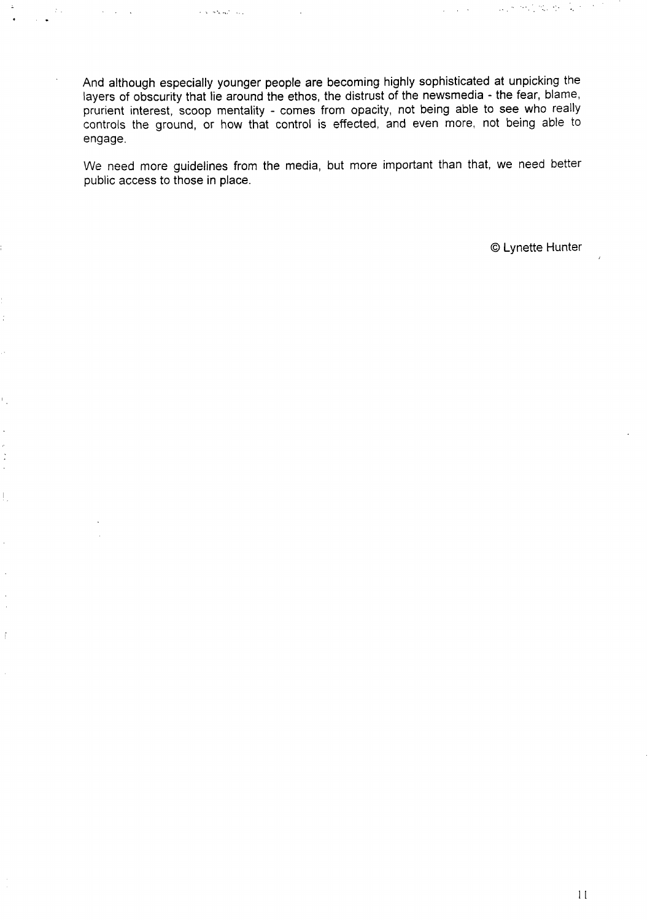And although especially younger people are becoming highly sophisticated at unpicking the layers of obscurity that lie around the ethos, the distrust of the newsmedia - the fear, blame, prurient interest, scoop mentality - comes from opacity, not being able to see who really controls the ground, or how that control is effected, and even more, not being able to engage.

We need more guidelines from the media, but more important than that, we need better public access to those in place.

© Lynette Hunter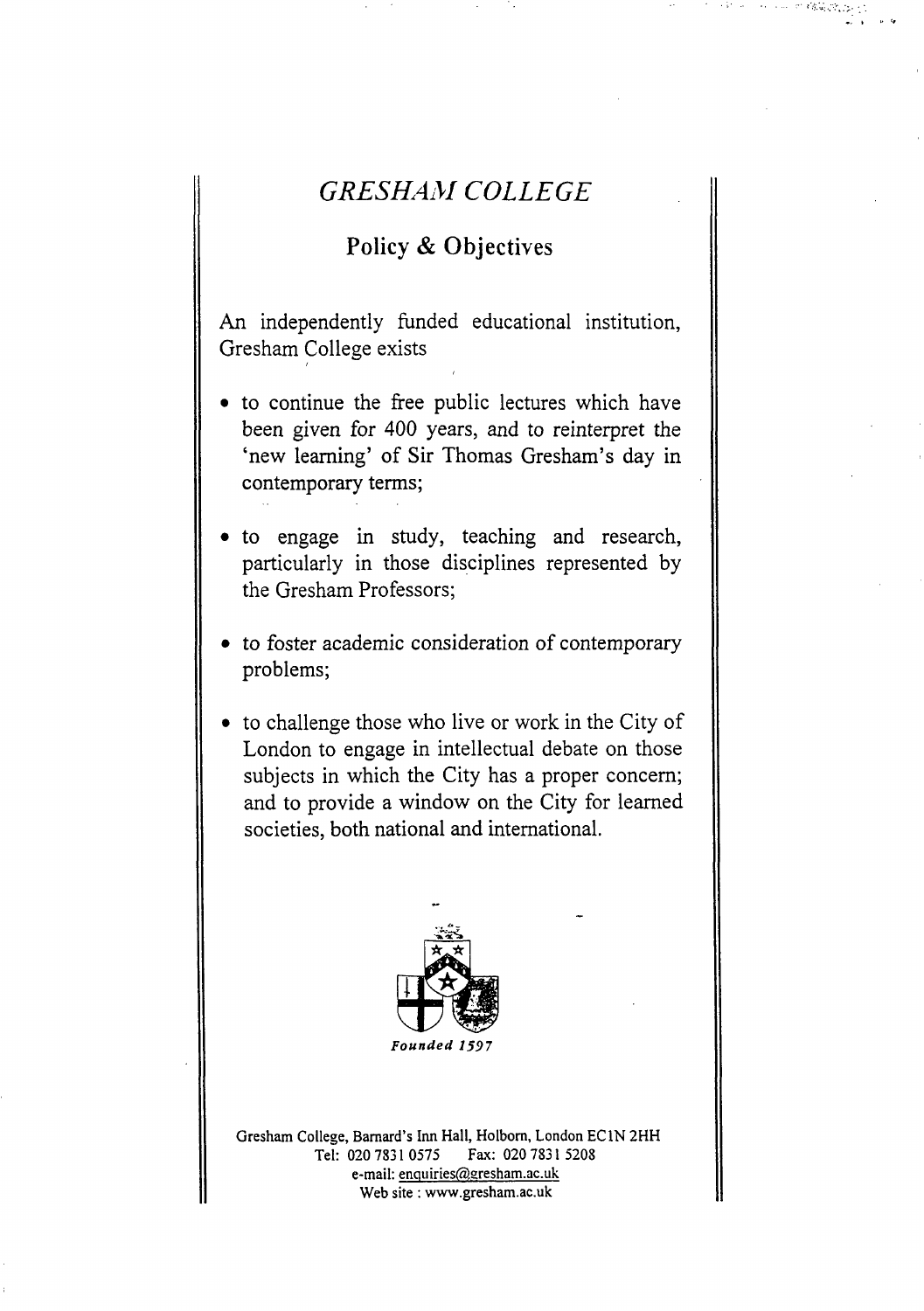# *GRESHAM COLLEGE*

## Policy & Objectives

An independently funded educational institution, Gresham College exists

- to continue the free public lectures which have been given for 400 years, and to reinterpret the 'new learning' of Sir Thomas Gresham's day in contemporary terms;
- to engage in study, teaching and research, particularly in those disciplines represented by the Gresham Professors;
- to foster academic consideration of contemporary problems;
- to challenge those who live or work in the City of London to engage in intellectual debate on those subjects in which the City has a proper concern; and to provide a window on the City for learned societies, both national and international.

*Founded 1597*

Gresham College, Barnard's Inn Hall, Holborn, London EC1N 2HH
Tel: 020 7831 0575 Fax: 020 7831 5208
e-mail: enquiries@gresham.ac.uk
Web site : www.gresham.ac.uk